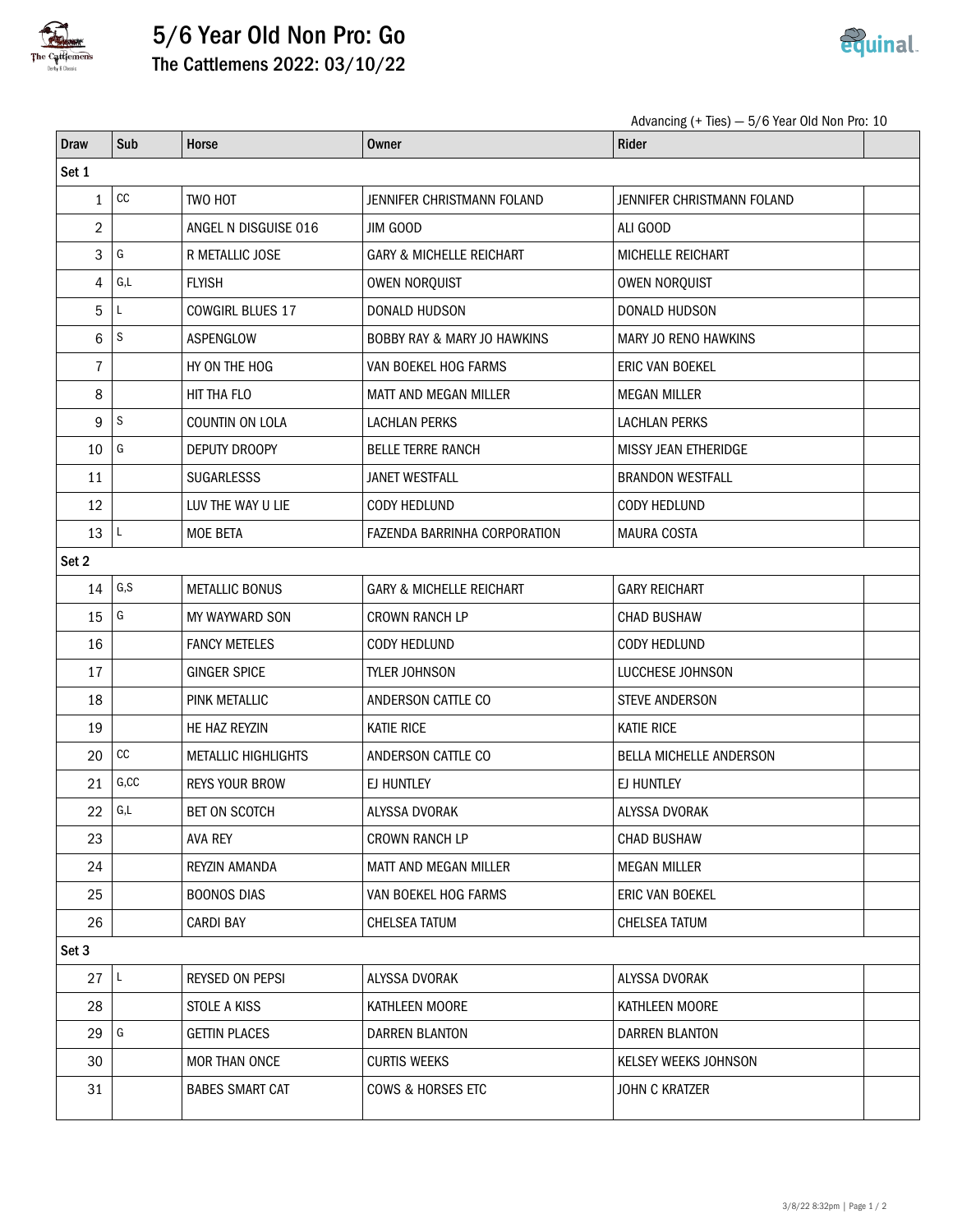# 5/6 Year Old Non Pro: Go

## The Cattlemens 2022: 03/10/22

Advancing (+ Ties) — 5/6 Year Old Non Pro: 10

| Draw | Sub | Horse | Owner | Rider | |
|---|---|---|---|---|---|
| Set 1 | | | | | |
| 1 | CC | TWO HOT | JENNIFER CHRISTMANN FOLAND | JENNIFER CHRISTMANN FOLAND | |
| 2 | | ANGEL N DISGUISE 016 | JIM GOOD | ALI GOOD | |
| 3 | G | R METALLIC JOSE | GARY & MICHELLE REICHART | MICHELLE REICHART | |
| 4 | G,L | FLYISH | OWEN NORQUIST | OWEN NORQUIST | |
| 5 | L | COWGIRL BLUES 17 | DONALD HUDSON | DONALD HUDSON | |
| 6 | S | ASPENGLOW | BOBBY RAY & MARY JO HAWKINS | MARY JO RENO HAWKINS | |
| 7 | | HY ON THE HOG | VAN BOEKEL HOG FARMS | ERIC VAN BOEKEL | |
| 8 | | HIT THA FLO | MATT AND MEGAN MILLER | MEGAN MILLER | |
| 9 | S | COUNTIN ON LOLA | LACHLAN PERKS | LACHLAN PERKS | |
| 10 | G | DEPUTY DROOPY | BELLE TERRE RANCH | MISSY JEAN ETHERIDGE | |
| 11 | | SUGARLESSS | JANET WESTFALL | BRANDON WESTFALL | |
| 12 | | LUV THE WAY U LIE | CODY HEDLUND | CODY HEDLUND | |
| 13 | L | MOE BETA | FAZENDA BARRINHA CORPORATION | MAURA COSTA | |
| Set 2 | | | | | |
| 14 | G,S | METALLIC BONUS | GARY & MICHELLE REICHART | GARY REICHART | |
| 15 | G | MY WAYWARD SON | CROWN RANCH LP | CHAD BUSHAW | |
| 16 | | FANCY METELES | CODY HEDLUND | CODY HEDLUND | |
| 17 | | GINGER SPICE | TYLER JOHNSON | LUCCHESE JOHNSON | |
| 18 | | PINK METALLIC | ANDERSON CATTLE CO | STEVE ANDERSON | |
| 19 | | HE HAZ REYZIN | KATIE RICE | KATIE RICE | |
| 20 | CC | METALLIC HIGHLIGHTS | ANDERSON CATTLE CO | BELLA MICHELLE ANDERSON | |
| 21 | G,CC | REYS YOUR BROW | EJ HUNTLEY | EJ HUNTLEY | |
| 22 | G,L | BET ON SCOTCH | ALYSSA DVORAK | ALYSSA DVORAK | |
| 23 | | AVA REY | CROWN RANCH LP | CHAD BUSHAW | |
| 24 | | REYZIN AMANDA | MATT AND MEGAN MILLER | MEGAN MILLER | |
| 25 | | BOONOS DIAS | VAN BOEKEL HOG FARMS | ERIC VAN BOEKEL | |
| 26 | | CARDI BAY | CHELSEA TATUM | CHELSEA TATUM | |
| Set 3 | | | | | |
| 27 | L | REYSED ON PEPSI | ALYSSA DVORAK | ALYSSA DVORAK | |
| 28 | | STOLE A KISS | KATHLEEN MOORE | KATHLEEN MOORE | |
| 29 | G | GETTIN PLACES | DARREN BLANTON | DARREN BLANTON | |
| 30 | | MOR THAN ONCE | CURTIS WEEKS | KELSEY WEEKS JOHNSON | |
| 31 | | BABES SMART CAT | COWS & HORSES ETC | JOHN C KRATZER | |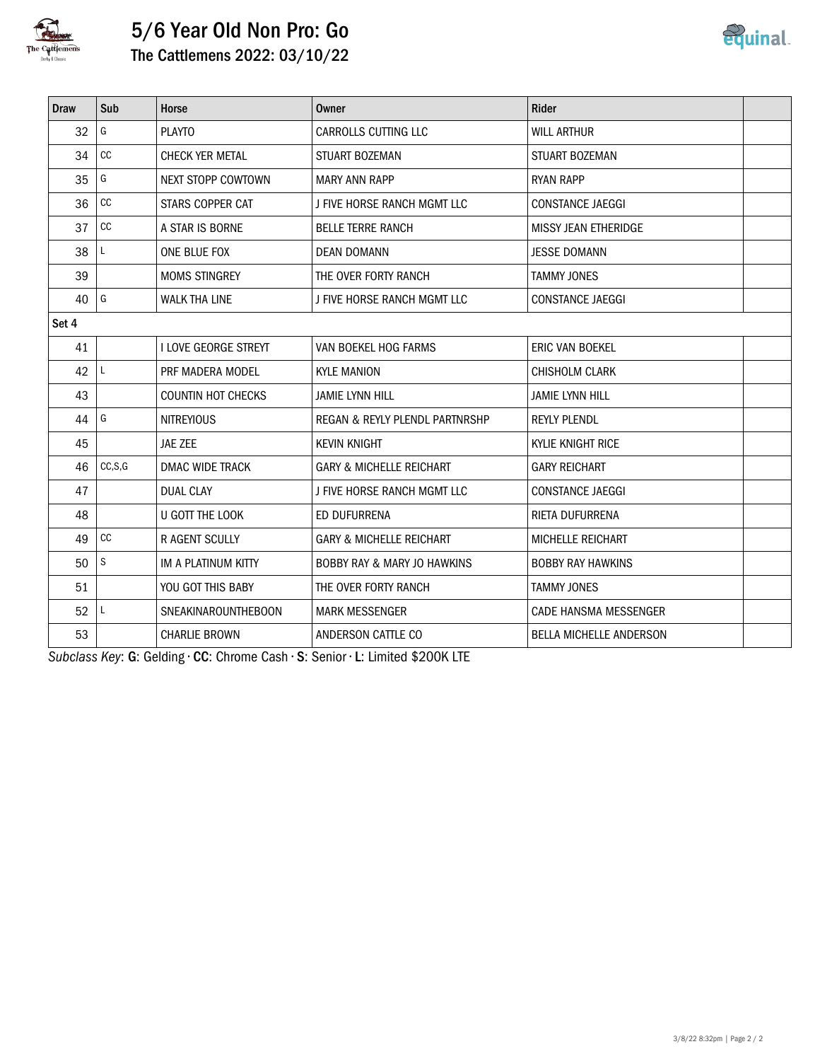# 5/6 Year Old Non Pro: Go

## The Cattlemens 2022: 03/10/22

| Draw | Sub | Horse | Owner | Rider | |
|---|---|---|---|---|---|
| 32 | G | PLAYTO | CARROLLS CUTTING LLC | WILL ARTHUR | |
| 34 | CC | CHECK YER METAL | STUART BOZEMAN | STUART BOZEMAN | |
| 35 | G | NEXT STOPP COWTOWN | MARY ANN RAPP | RYAN RAPP | |
| 36 | CC | STARS COPPER CAT | J FIVE HORSE RANCH MGMT LLC | CONSTANCE JAEGGI | |
| 37 | CC | A STAR IS BORNE | BELLE TERRE RANCH | MISSY JEAN ETHERIDGE | |
| 38 | L | ONE BLUE FOX | DEAN DOMANN | JESSE DOMANN | |
| 39 | | MOMS STINGREY | THE OVER FORTY RANCH | TAMMY JONES | |
| 40 | G | WALK THA LINE | J FIVE HORSE RANCH MGMT LLC | CONSTANCE JAEGGI | |
| Set 4 | | | | | |
| 41 | | I LOVE GEORGE STREYT | VAN BOEKEL HOG FARMS | ERIC VAN BOEKEL | |
| 42 | L | PRF MADERA MODEL | KYLE MANION | CHISHOLM CLARK | |
| 43 | | COUNTIN HOT CHECKS | JAMIE LYNN HILL | JAMIE LYNN HILL | |
| 44 | G | NITREYIOUS | REGAN & REYLY PLENDL PARTNRSHP | REYLY PLENDL | |
| 45 | | JAE ZEE | KEVIN KNIGHT | KYLIE KNIGHT RICE | |
| 46 | CC,S,G | DMAC WIDE TRACK | GARY & MICHELLE REICHART | GARY REICHART | |
| 47 | | DUAL CLAY | J FIVE HORSE RANCH MGMT LLC | CONSTANCE JAEGGI | |
| 48 | | U GOTT THE LOOK | ED DUFURRENA | RIETA DUFURRENA | |
| 49 | CC | R AGENT SCULLY | GARY & MICHELLE REICHART | MICHELLE REICHART | |
| 50 | S | IM A PLATINUM KITTY | BOBBY RAY & MARY JO HAWKINS | BOBBY RAY HAWKINS | |
| 51 | | YOU GOT THIS BABY | THE OVER FORTY RANCH | TAMMY JONES | |
| 52 | L | SNEAKINAROUNTHEBOON | MARK MESSENGER | CADE HANSMA MESSENGER | |
| 53 | | CHARLIE BROWN | ANDERSON CATTLE CO | BELLA MICHELLE ANDERSON | |

*Subclass Key*: **G**: Gelding · **CC**: Chrome Cash · **S**: Senior · **L**: Limited $200K LTE

3/8/22 8:32pm